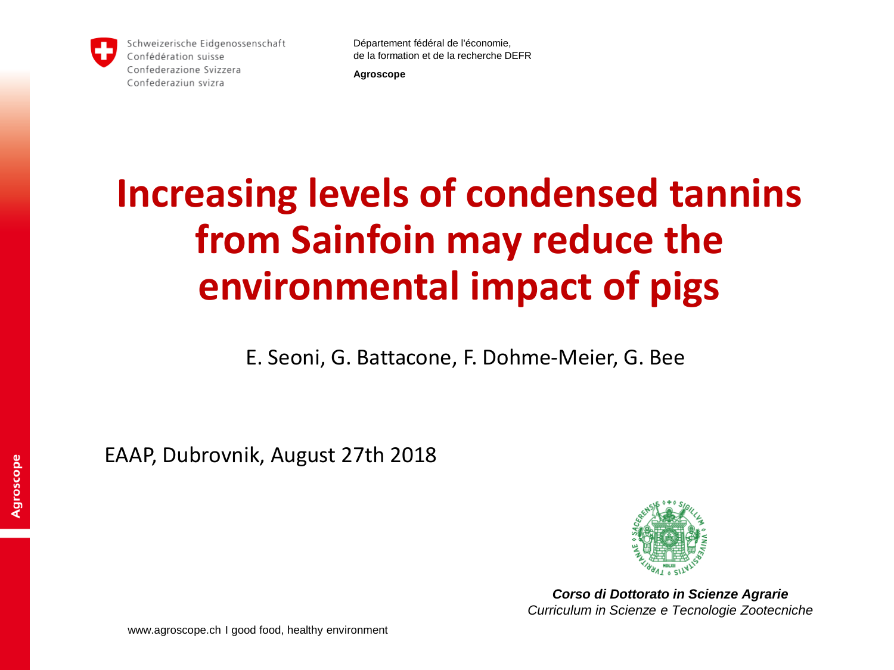Schweizerische Eidgenossenschaft
Confédération suisse
Confederazione Svizzera
Confederaziun svizra

Département fédéral de l'économie,
de la formation et de la recherche DEFR

**Agroscope**

# Increasing levels of condensed tannins from Sainfoin may reduce the environmental impact of pigs

E. Seoni, G. Battacone, F. Dohme-Meier, G. Bee

EAAP, Dubrovnik, August 27th 2018

***Corso di Dottorato in Scienze Agrarie***
*Curriculum in Scienze e Tecnologie Zootecniche*

www.agroscope.ch I good food, healthy environment

Agroscope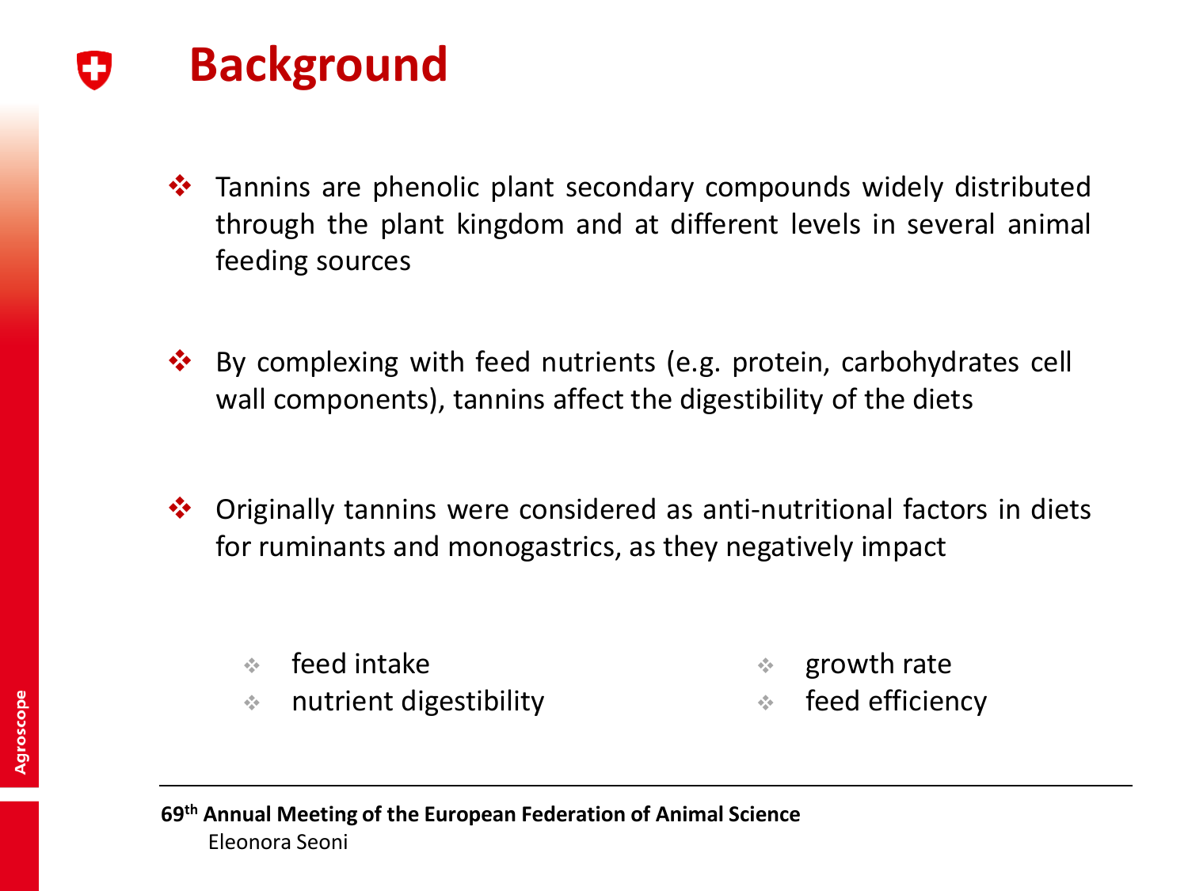# Background

- Tannins are phenolic plant secondary compounds widely distributed through the plant kingdom and at different levels in several animal feeding sources

- By complexing with feed nutrients (e.g. protein, carbohydrates cell wall components), tannins affect the digestibility of the diets

- Originally tannins were considered as anti-nutritional factors in diets for ruminants and monogastrics, as they negatively impact
  - feed intake
  - nutrient digestibility
  - growth rate
  - feed efficiency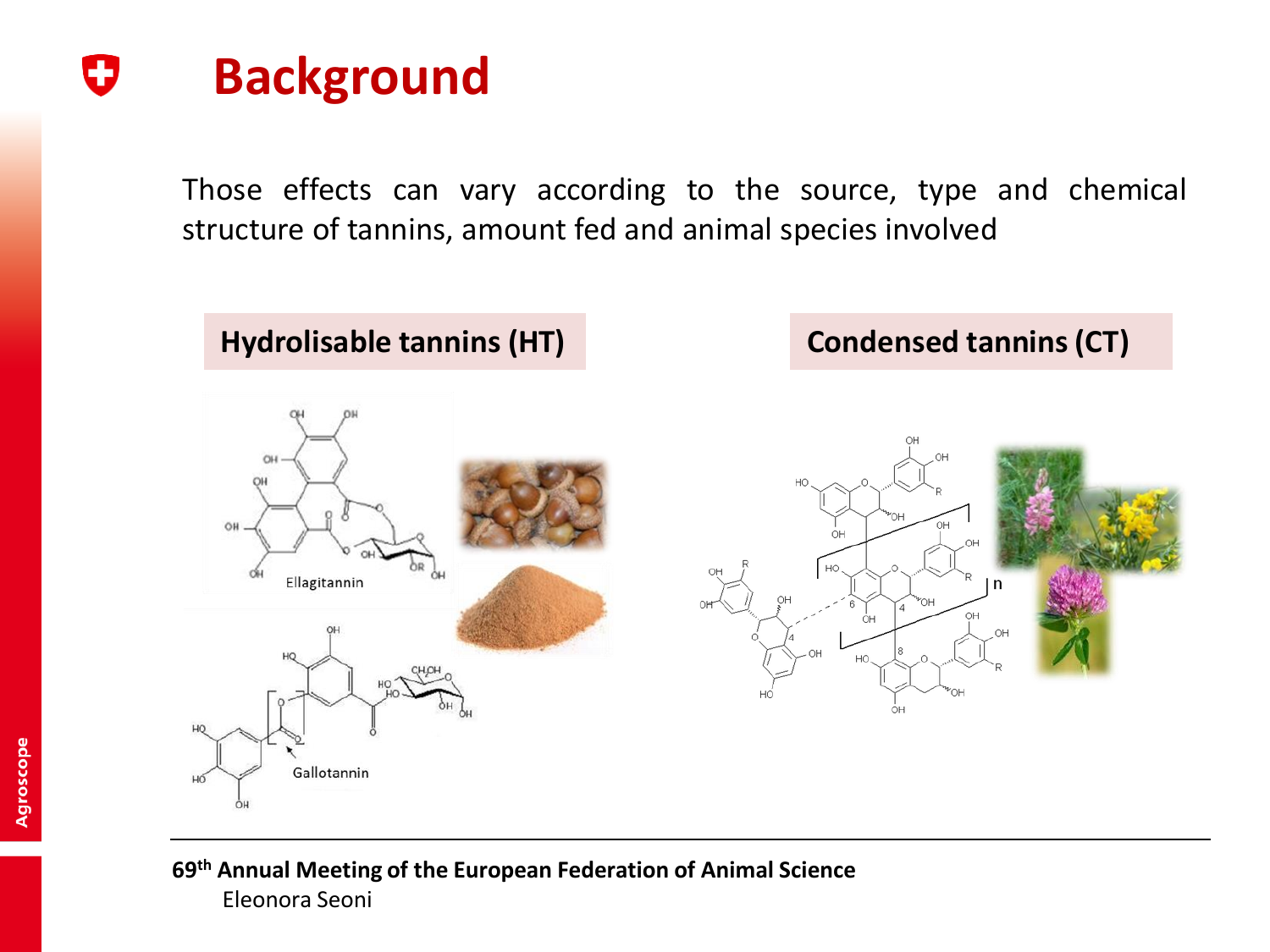# Background

Those effects can vary according to the source, type and chemical structure of tannins, amount fed and animal species involved

**Hydrolisable tannins (HT)**

Ellagitannin

Gallotannin

**Condensed tannins (CT)**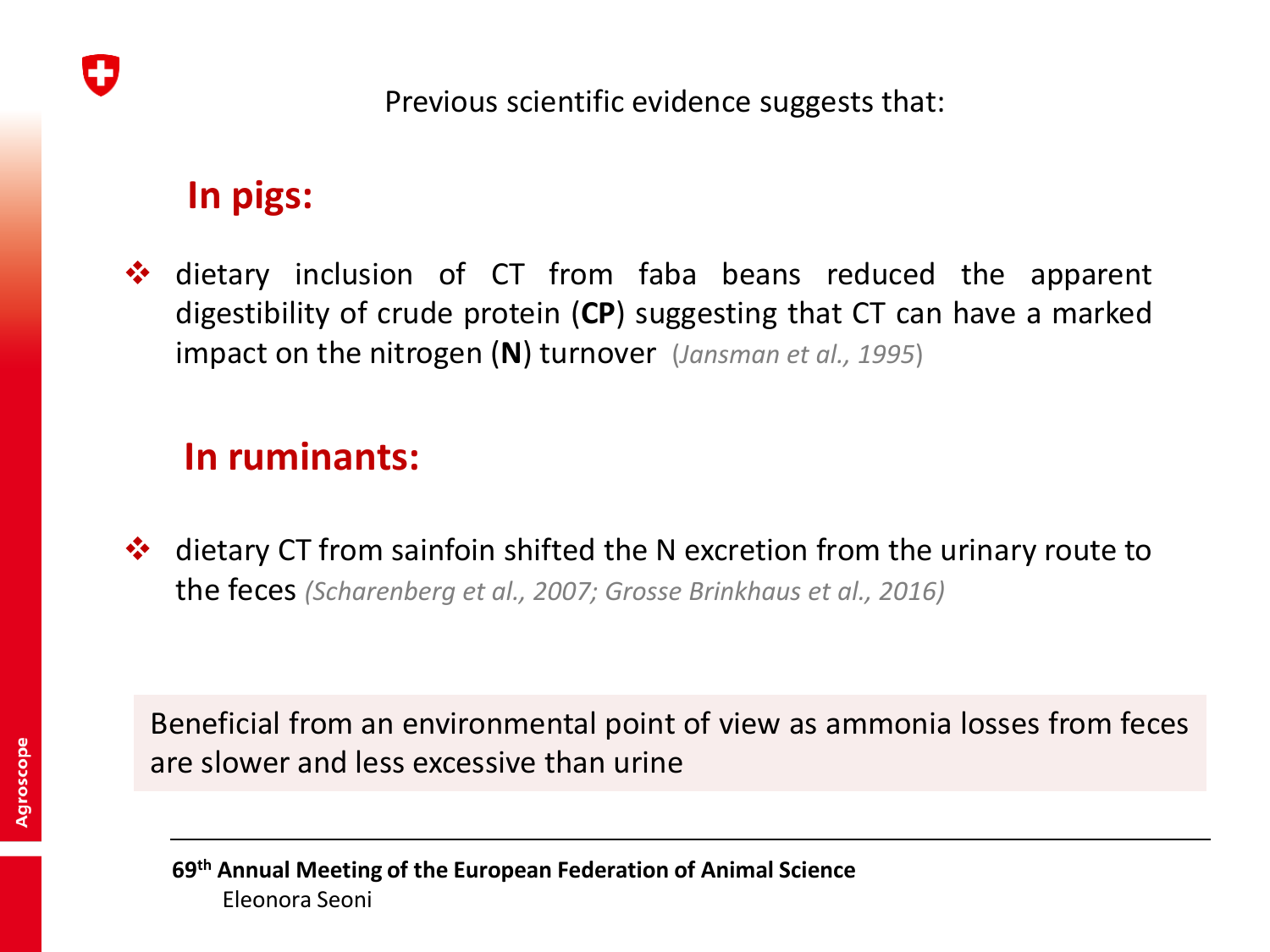Previous scientific evidence suggests that:

## In pigs:

- dietary inclusion of CT from faba beans reduced the apparent digestibility of crude protein (**CP**) suggesting that CT can have a marked impact on the nitrogen (**N**) turnover (*Jansman et al., 1995*)

## In ruminants:

- dietary CT from sainfoin shifted the N excretion from the urinary route to the feces *(Scharenberg et al., 2007; Grosse Brinkhaus et al., 2016)*

Beneficial from an environmental point of view as ammonia losses from feces are slower and less excessive than urine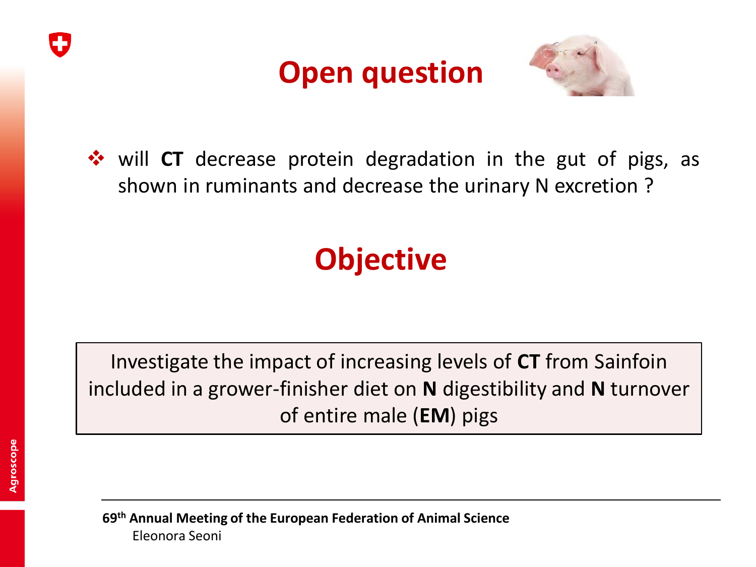# Open question

- will **CT** decrease protein degradation in the gut of pigs, as shown in ruminants and decrease the urinary N excretion ?

# Objective

Investigate the impact of increasing levels of **CT** from Sainfoin included in a grower-finisher diet on **N** digestibility and **N** turnover of entire male (**EM**) pigs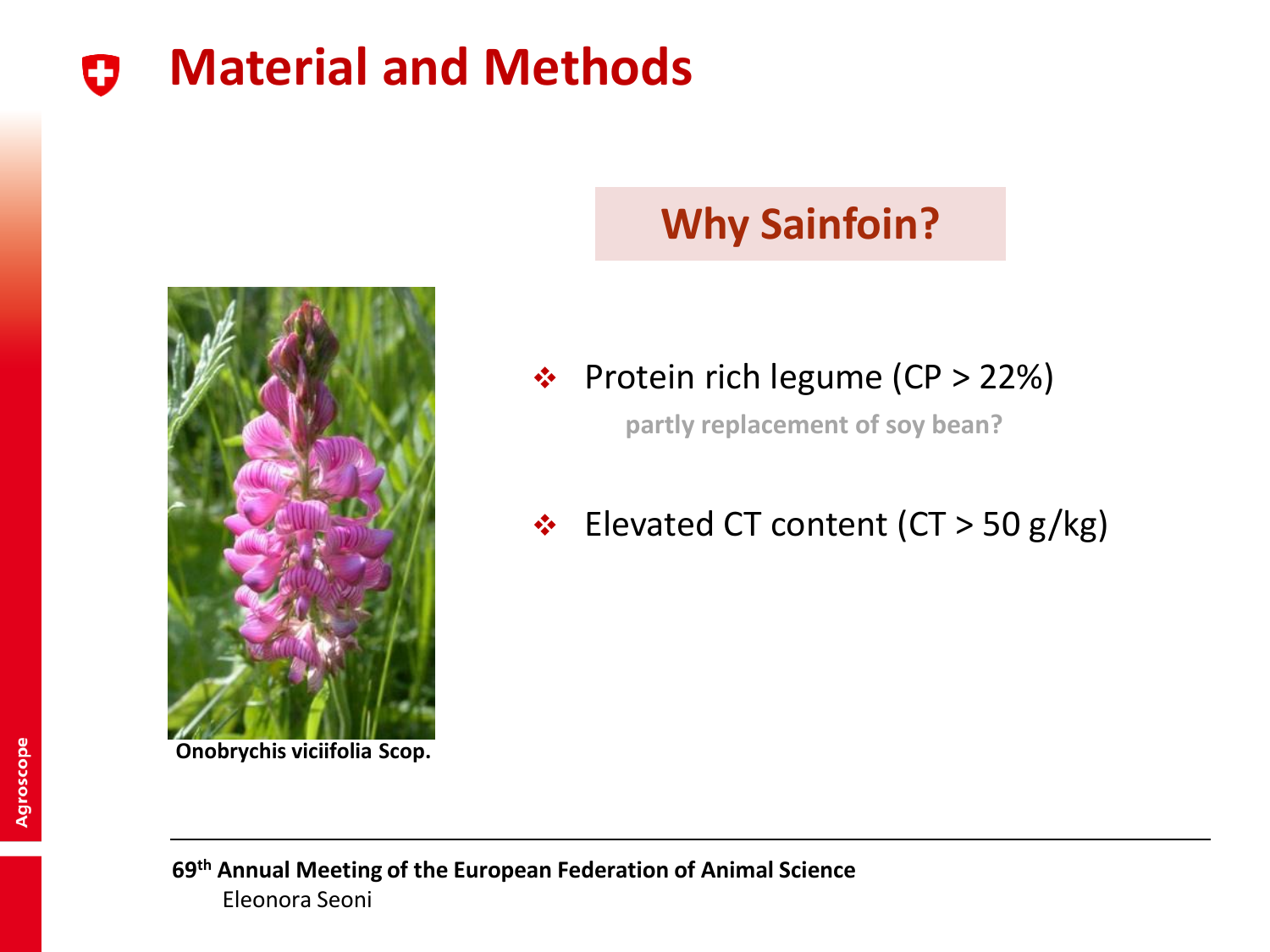# Material and Methods

## Why Sainfoin?

- Protein rich legume (CP > 22%)

  **partly replacement of soy bean?**

- Elevated CT content (CT > 50 g/kg)

**Onobrychis viciifolia Scop.**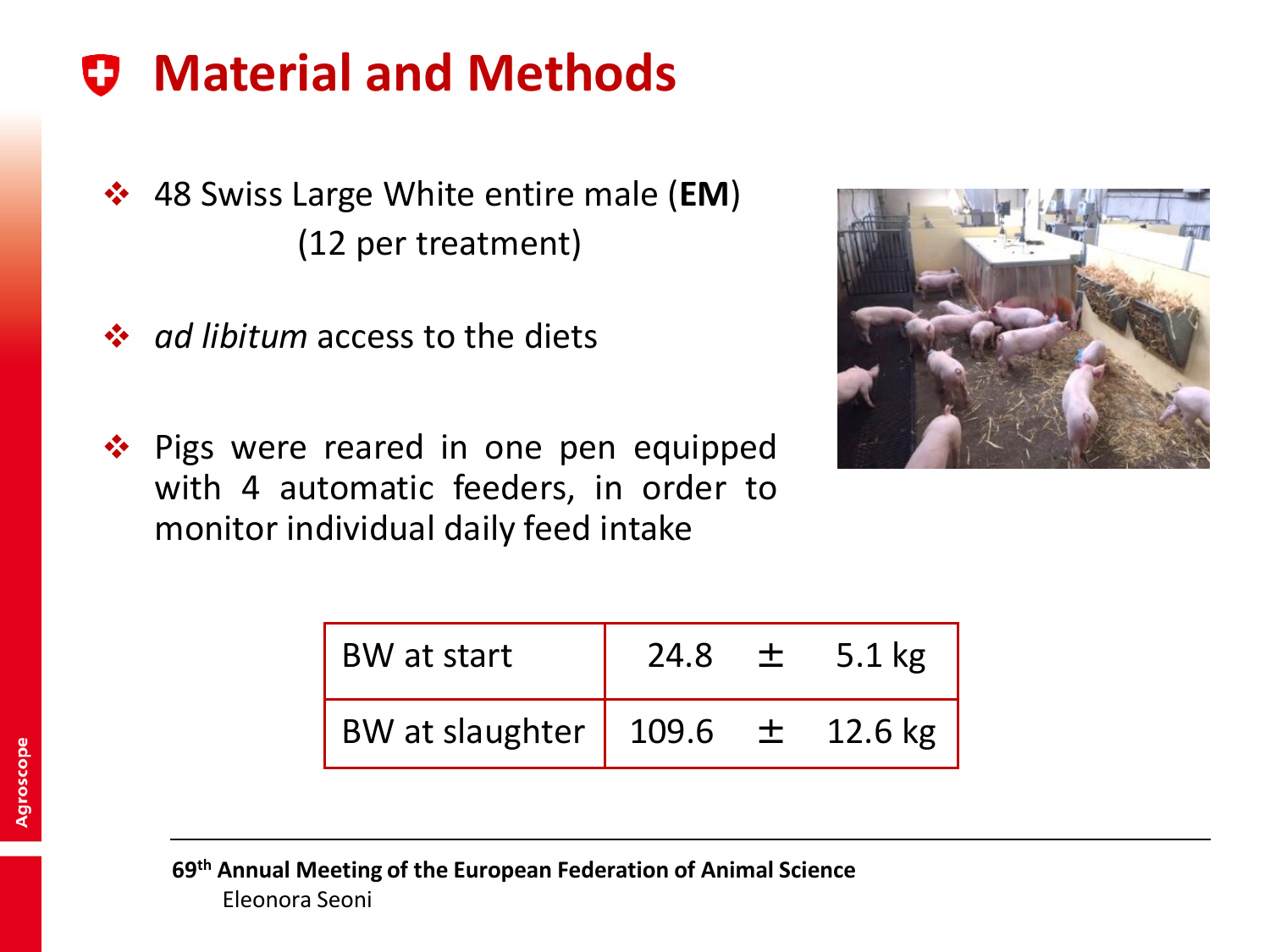# Material and Methods

- 48 Swiss Large White entire male (**EM**) (12 per treatment)
- *ad libitum* access to the diets
- Pigs were reared in one pen equipped with 4 automatic feeders, in order to monitor individual daily feed intake

| | | | |
|---|---|---|---|
| BW at start | 24.8 | ± | 5.1 kg |
| BW at slaughter | 109.6 | ± | 12.6 kg |

**69th Annual Meeting of the European Federation of Animal Science**
Eleonora Seoni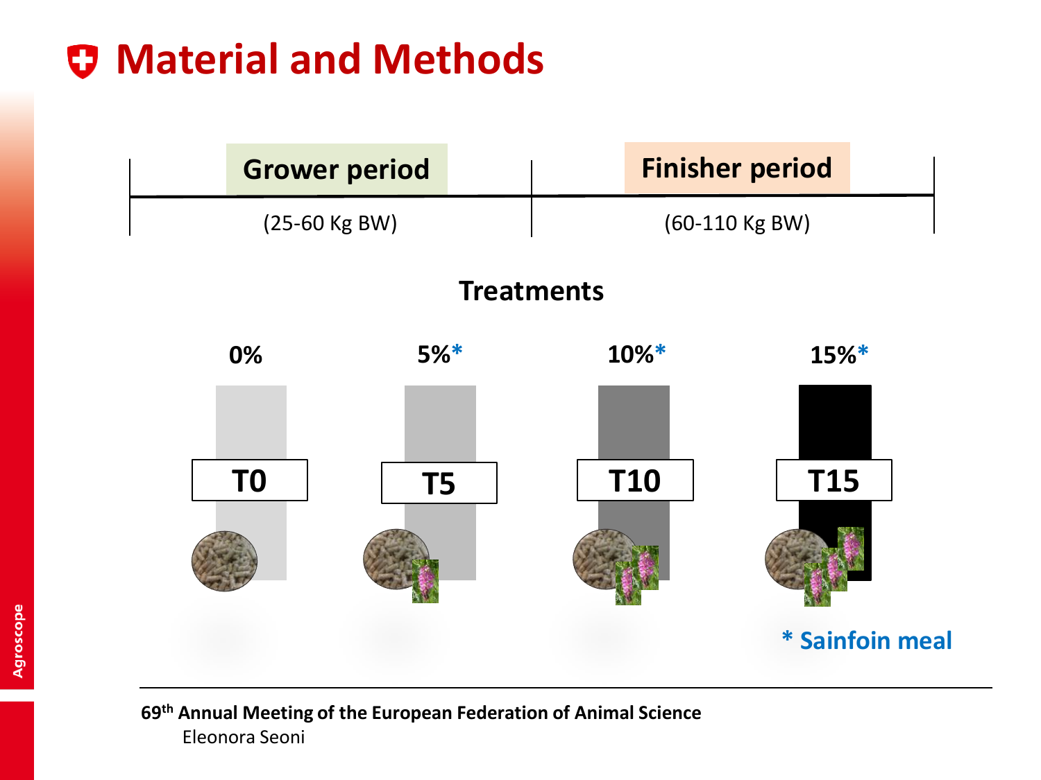# Material and Methods

**Grower period**

(25-60 Kg BW)

**Finisher period**

(60-110 Kg BW)

## Treatments

**0%** **T0**

**5%*** **T5**

**10%*** **T10**

**15%*** **T15**

*** Sainfoin meal**

**69th Annual Meeting of the European Federation of Animal Science**
Eleonora Seoni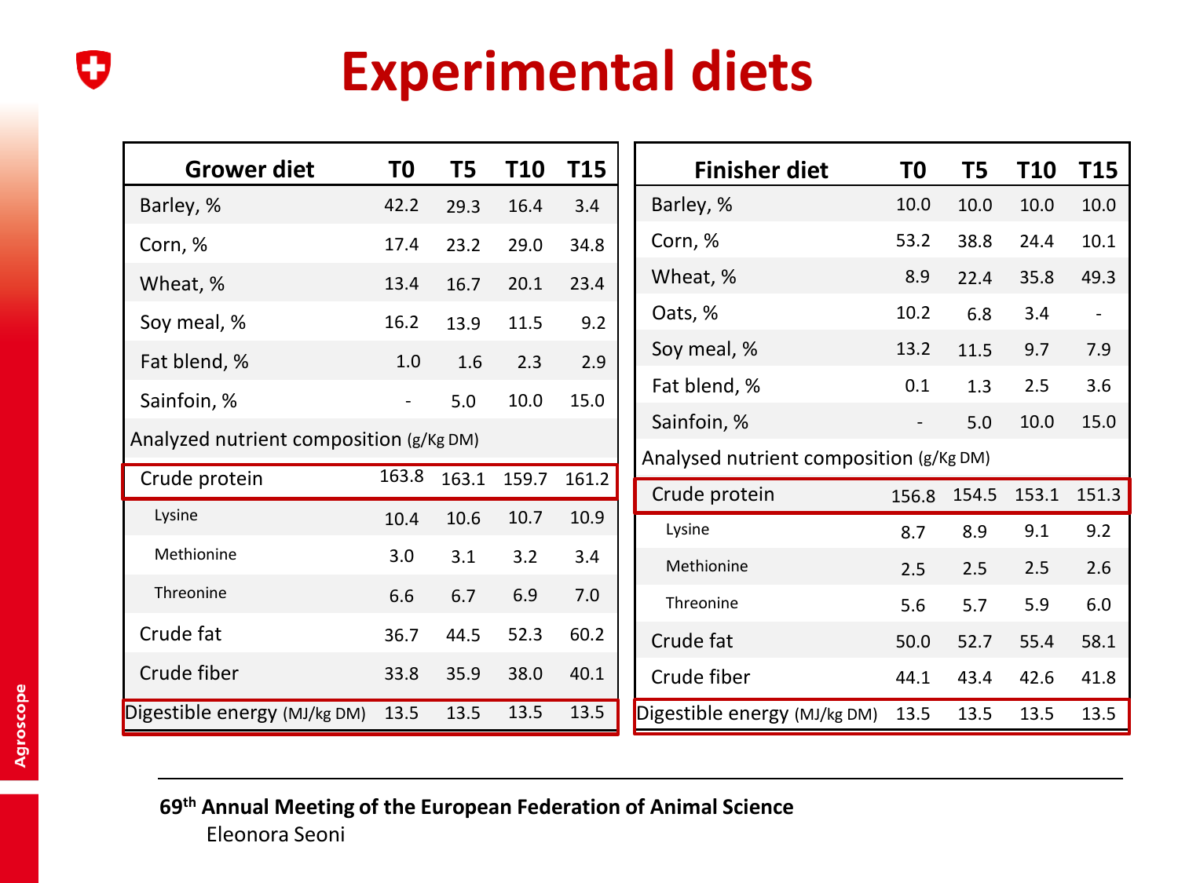# Experimental diets

| Grower diet | T0 | T5 | T10 | T15 |
|---|---|---|---|---|
| Barley, % | 42.2 | 29.3 | 16.4 | 3.4 |
| Corn, % | 17.4 | 23.2 | 29.0 | 34.8 |
| Wheat, % | 13.4 | 16.7 | 20.1 | 23.4 |
| Soy meal, % | 16.2 | 13.9 | 11.5 | 9.2 |
| Fat blend, % | 1.0 | 1.6 | 2.3 | 2.9 |
| Sainfoin, % | - | 5.0 | 10.0 | 15.0 |
| Analyzed nutrient composition (g/Kg DM) | | | | |
| Crude protein | 163.8 | 163.1 | 159.7 | 161.2 |
| Lysine | 10.4 | 10.6 | 10.7 | 10.9 |
| Methionine | 3.0 | 3.1 | 3.2 | 3.4 |
| Threonine | 6.6 | 6.7 | 6.9 | 7.0 |
| Crude fat | 36.7 | 44.5 | 52.3 | 60.2 |
| Crude fiber | 33.8 | 35.9 | 38.0 | 40.1 |
| Digestible energy (MJ/kg DM) | 13.5 | 13.5 | 13.5 | 13.5 |

| Finisher diet | T0 | T5 | T10 | T15 |
|---|---|---|---|---|
| Barley, % | 10.0 | 10.0 | 10.0 | 10.0 |
| Corn, % | 53.2 | 38.8 | 24.4 | 10.1 |
| Wheat, % | 8.9 | 22.4 | 35.8 | 49.3 |
| Oats, % | 10.2 | 6.8 | 3.4 | - |
| Soy meal, % | 13.2 | 11.5 | 9.7 | 7.9 |
| Fat blend, % | 0.1 | 1.3 | 2.5 | 3.6 |
| Sainfoin, % | - | 5.0 | 10.0 | 15.0 |
| Analysed nutrient composition (g/Kg DM) | | | | |
| Crude protein | 156.8 | 154.5 | 153.1 | 151.3 |
| Lysine | 8.7 | 8.9 | 9.1 | 9.2 |
| Methionine | 2.5 | 2.5 | 2.5 | 2.6 |
| Threonine | 5.6 | 5.7 | 5.9 | 6.0 |
| Crude fat | 50.0 | 52.7 | 55.4 | 58.1 |
| Crude fiber | 44.1 | 43.4 | 42.6 | 41.8 |
| Digestible energy (MJ/kg DM) | 13.5 | 13.5 | 13.5 | 13.5 |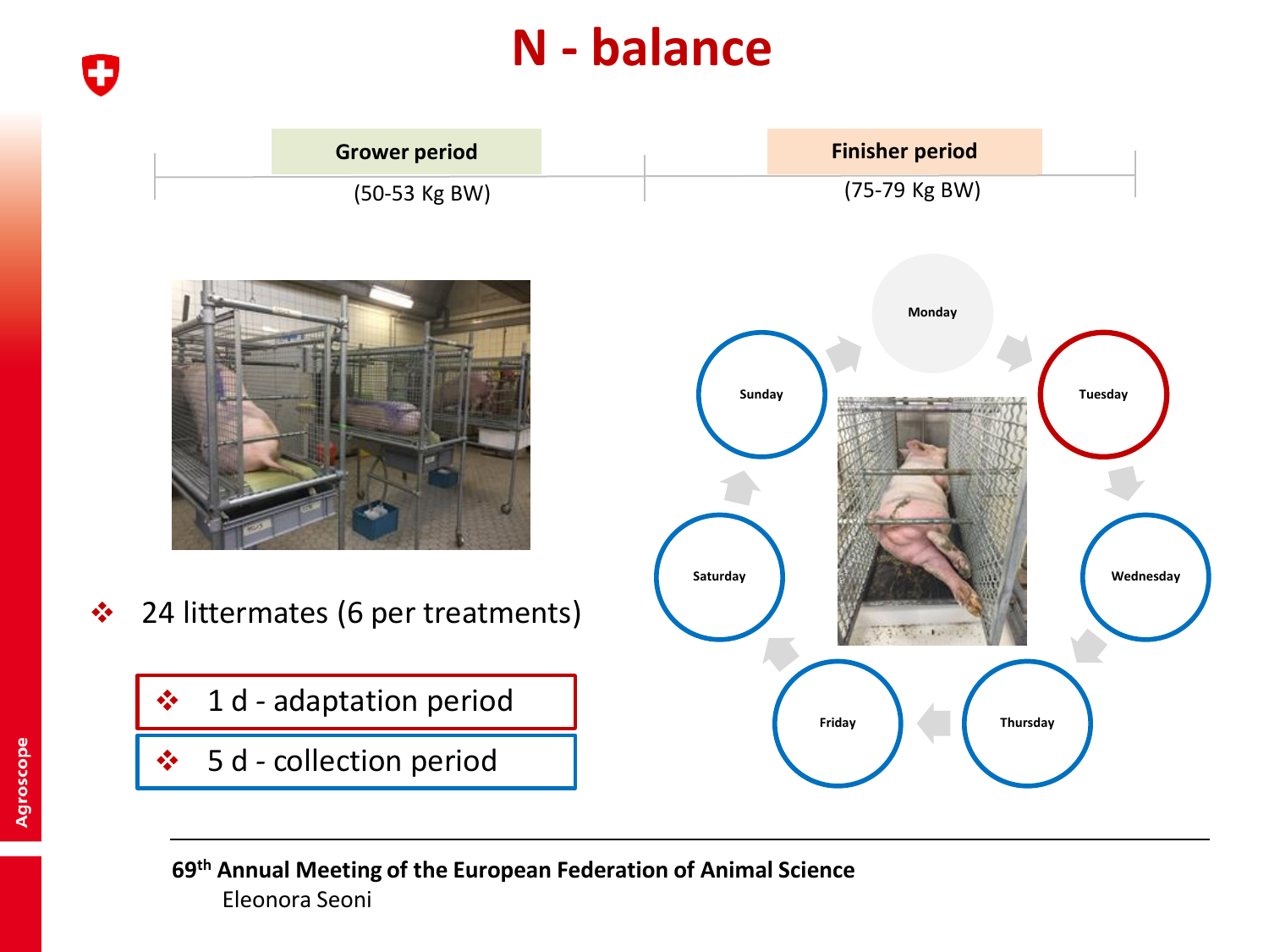# N - balance

Grower period

(50-53 Kg BW)

Finisher period

(75-79 Kg BW)

- 24 littermates (6 per treatments)

- 1 d - adaptation period

- 5 d - collection period

Monday

Tuesday

Wednesday

Thursday

Friday

Saturday

Sunday

69th Annual Meeting of the European Federation of Animal Science

Eleonora Seoni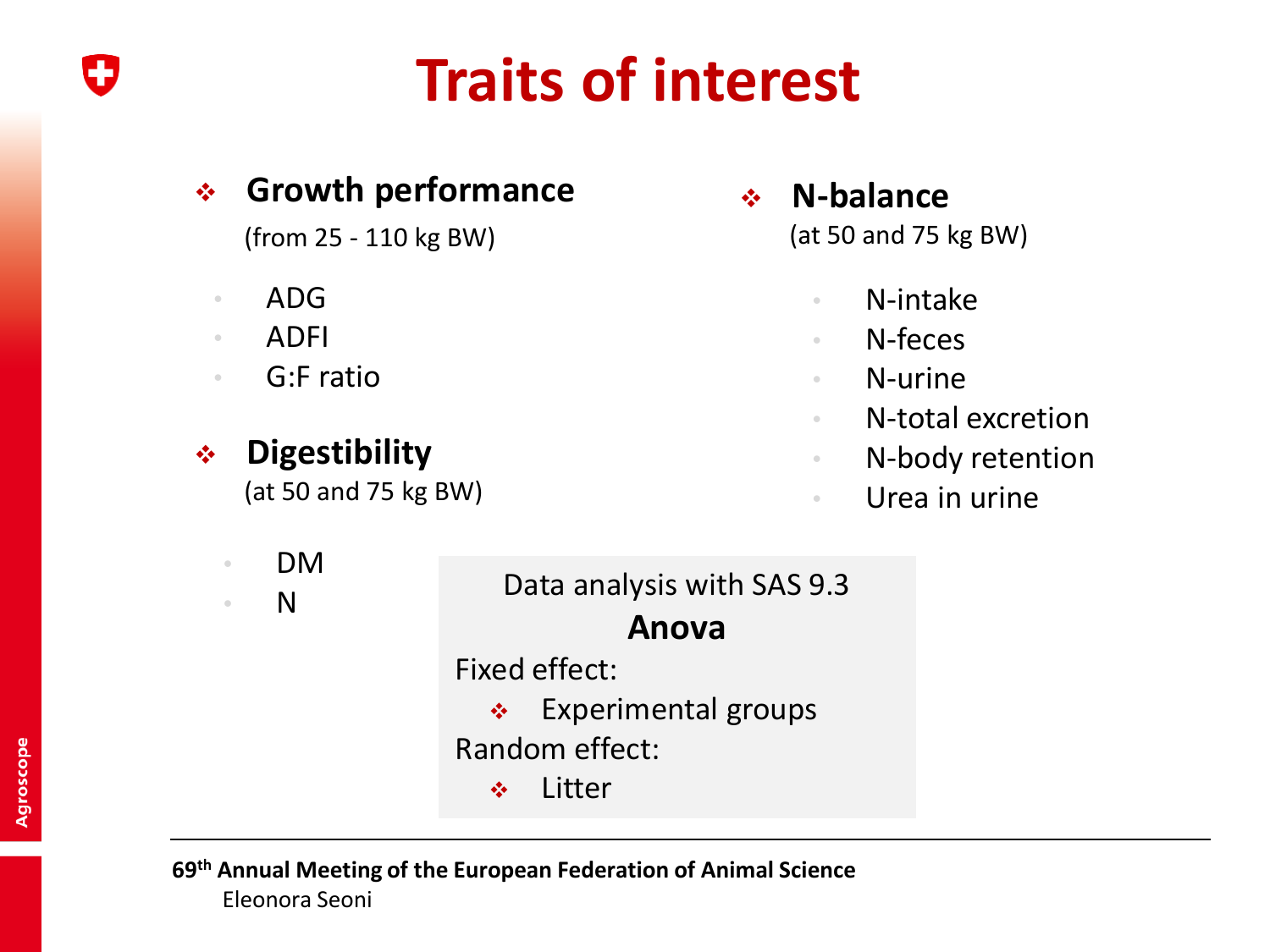# Traits of interest

- **Growth performance**
  (from 25 - 110 kg BW)
  - ADG
  - ADFI
  - G:F ratio

- **Digestibility**
  (at 50 and 75 kg BW)
  - DM
  - N

- **N-balance**
  (at 50 and 75 kg BW)
  - N-intake
  - N-feces
  - N-urine
  - N-total excretion
  - N-body retention
  - Urea in urine

Data analysis with SAS 9.3

**Anova**

Fixed effect:

- Experimental groups

Random effect:

- Litter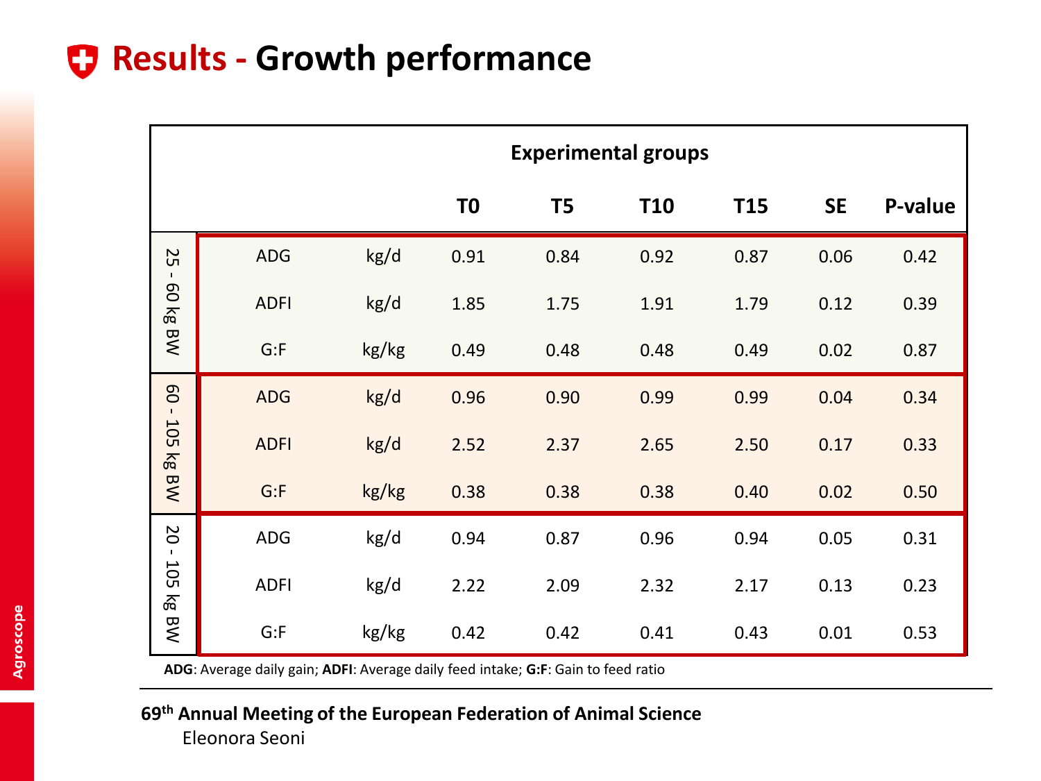# Results - Growth performance

| | | | Experimental groups | | | | | |
|---|---|---|---|---|---|---|---|---|
| | | | T0 | T5 | T10 | T15 | SE | P-value |
| 25 - 60 kg BW | ADG | kg/d | 0.91 | 0.84 | 0.92 | 0.87 | 0.06 | 0.42 |
| | ADFI | kg/d | 1.85 | 1.75 | 1.91 | 1.79 | 0.12 | 0.39 |
| | G:F | kg/kg | 0.49 | 0.48 | 0.48 | 0.49 | 0.02 | 0.87 |
| 60 - 105 kg BW | ADG | kg/d | 0.96 | 0.90 | 0.99 | 0.99 | 0.04 | 0.34 |
| | ADFI | kg/d | 2.52 | 2.37 | 2.65 | 2.50 | 0.17 | 0.33 |
| | G:F | kg/kg | 0.38 | 0.38 | 0.38 | 0.40 | 0.02 | 0.50 |
| 20 - 105 kg BW | ADG | kg/d | 0.94 | 0.87 | 0.96 | 0.94 | 0.05 | 0.31 |
| | ADFI | kg/d | 2.22 | 2.09 | 2.32 | 2.17 | 0.13 | 0.23 |
| | G:F | kg/kg | 0.42 | 0.42 | 0.41 | 0.43 | 0.01 | 0.53 |

**ADG**: Average daily gain; **ADFI**: Average daily feed intake; **G:F**: Gain to feed ratio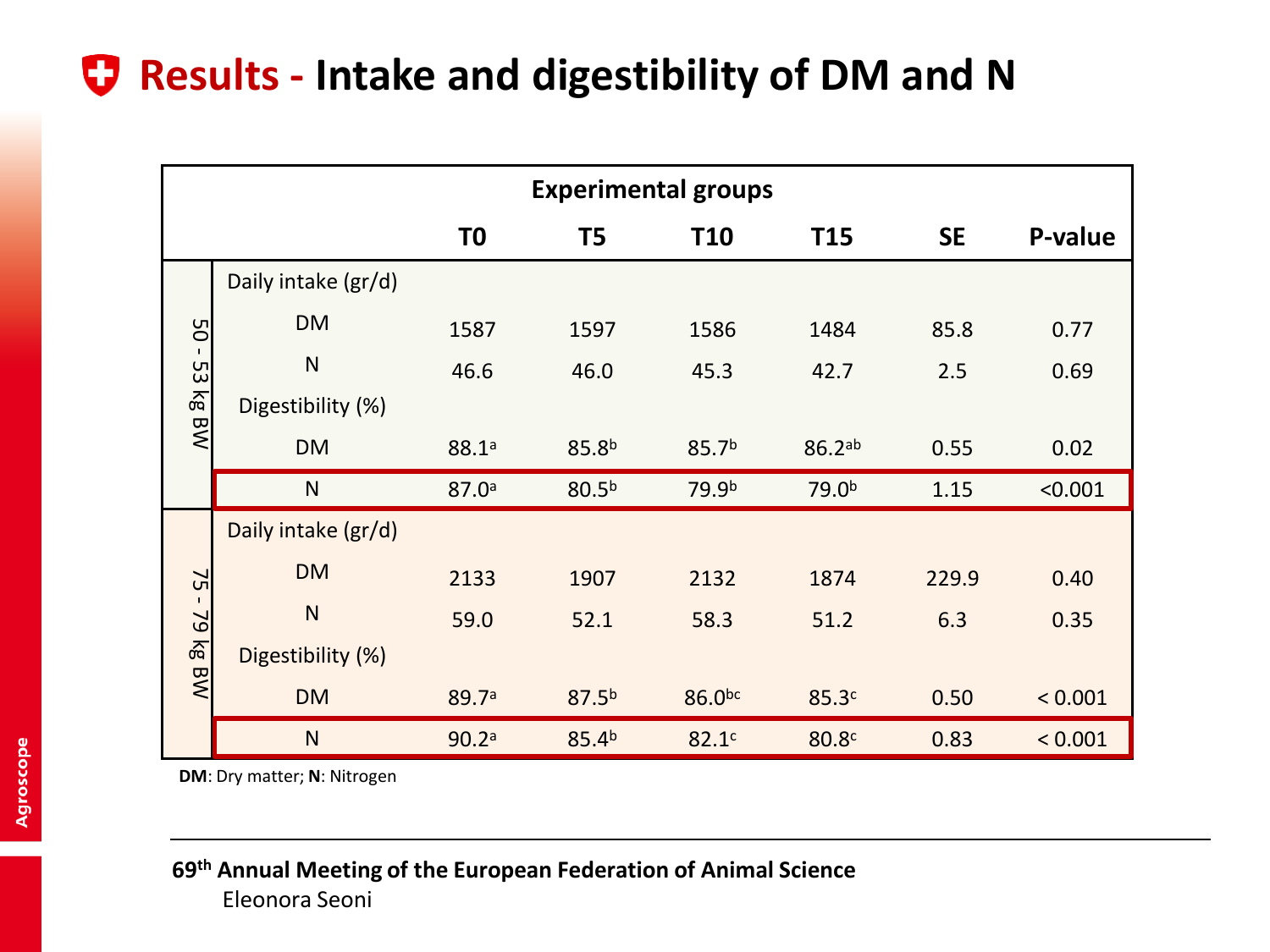# Results - Intake and digestibility of DM and N

| | | Experimental groups | | | | | |
|---|---|---|---|---|---|---|---|
| | | T0 | T5 | T10 | T15 | SE | P-value |
| 50 - 53 kg BW | Daily intake (gr/d) | | | | | | |
| | DM | 1587 | 1597 | 1586 | 1484 | 85.8 | 0.77 |
| | N | 46.6 | 46.0 | 45.3 | 42.7 | 2.5 | 0.69 |
| | Digestibility (%) | | | | | | |
| | DM | 88.1[a] | 85.8[b] | 85.7[b] | 86.2[ab] | 0.55 | 0.02 |
| | N | 87.0[a] | 80.5[b] | 79.9[b] | 79.0[b] | 1.15 | <0.001 |
| 75 - 79 kg BW | Daily intake (gr/d) | | | | | | |
| | DM | 2133 | 1907 | 2132 | 1874 | 229.9 | 0.40 |
| | N | 59.0 | 52.1 | 58.3 | 51.2 | 6.3 | 0.35 |
| | Digestibility (%) | | | | | | |
| | DM | 89.7[a] | 87.5[b] | 86.0[bc] | 85.3[c] | 0.50 | < 0.001 |
| | N | 90.2[a] | 85.4[b] | 82.1[c] | 80.8[c] | 0.83 | < 0.001 |

**DM**: Dry matter; **N**: Nitrogen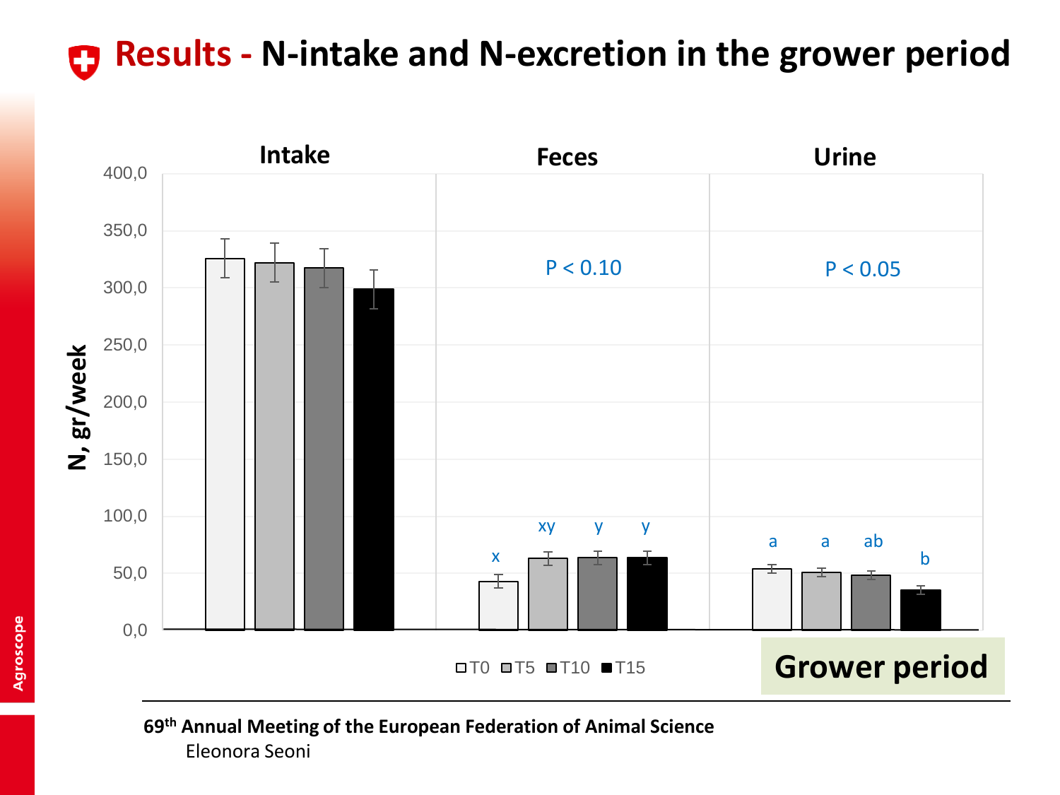# Results - N-intake and N-excretion in the grower period

Intake

Feces

Urine

N, gr/week

400,0
350,0
300,0
250,0
200,0
150,0
100,0
50,0
0,0

P < 0.10

x xy y y

P < 0.05

a a ab b

T0 T5 T10 T15

Grower period

69th Annual Meeting of the European Federation of Animal Science
Eleonora Seoni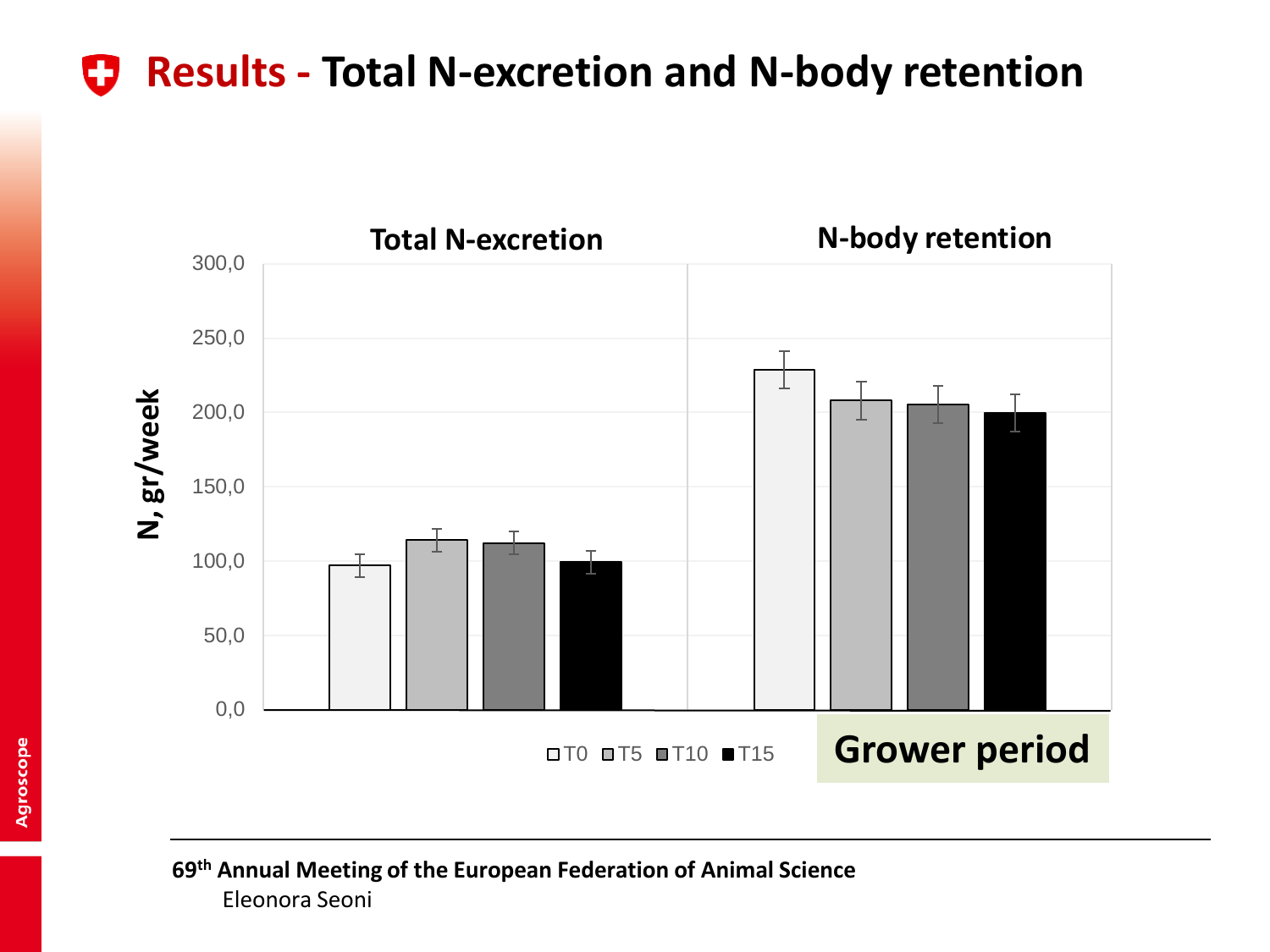# Results - Total N-excretion and N-body retention

Total N-excretion

N-body retention

N, gr/week

300,0
250,0
200,0
150,0
100,0
50,0
0,0

T0 T5 T10 T15

Grower period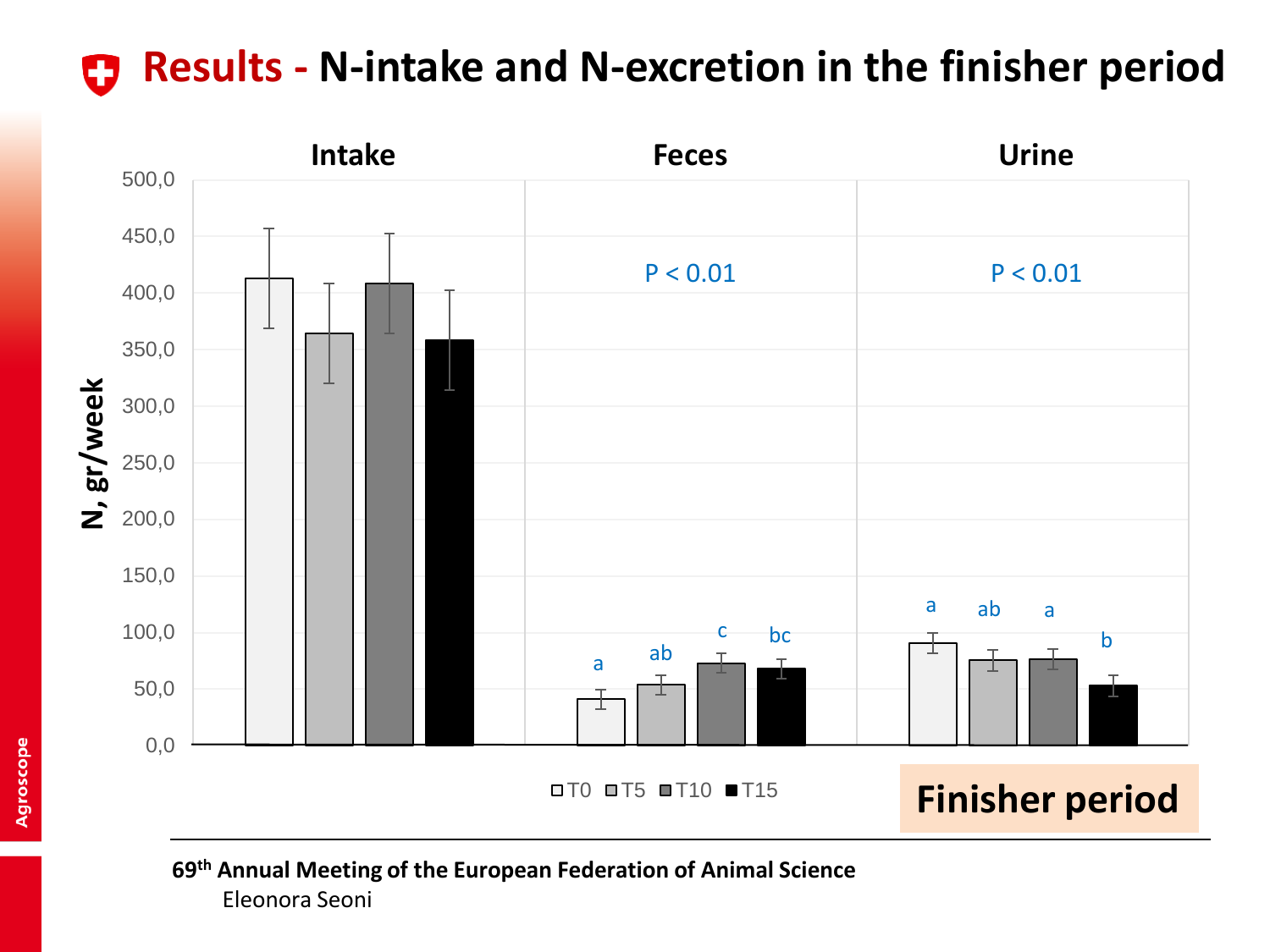# Results - N-intake and N-excretion in the finisher period

Intake

Feces

Urine

N, gr/week

500,0
450,0
400,0
350,0
300,0
250,0
200,0
150,0
100,0
50,0
0,0

P < 0.01

P < 0.01

a ab c bc

a ab a b

T0 T5 T10 T15

Finisher period

69th Annual Meeting of the European Federation of Animal Science
Eleonora Seoni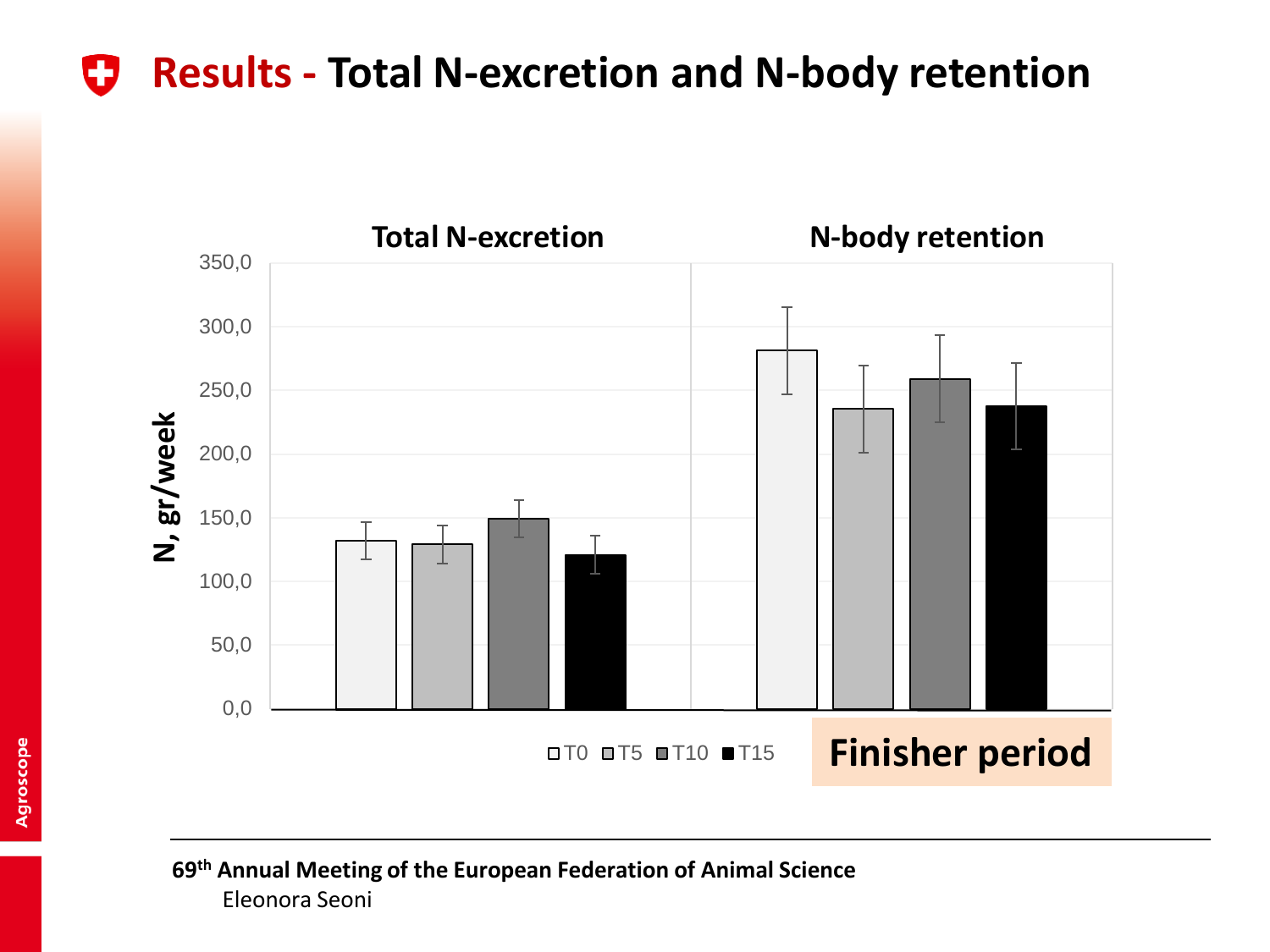# Results - Total N-excretion and N-body retention

Total N-excretion

N-body retention

N, gr/week

350,0
300,0
250,0
200,0
150,0
100,0
50,0
0,0

T0 T5 T10 T15

Finisher period

69[th] Annual Meeting of the European Federation of Animal Science
Eleonora Seoni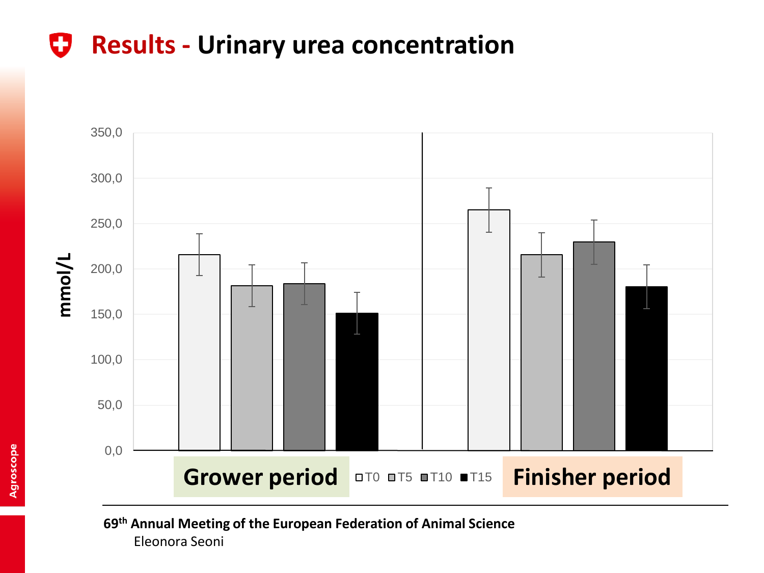# Results - Urinary urea concentration

mmol/L

350,0
300,0
250,0
200,0
150,0
100,0
50,0
0,0

Grower period

T0 T5 T10 T15

Finisher period

69th Annual Meeting of the European Federation of Animal Science

Eleonora Seoni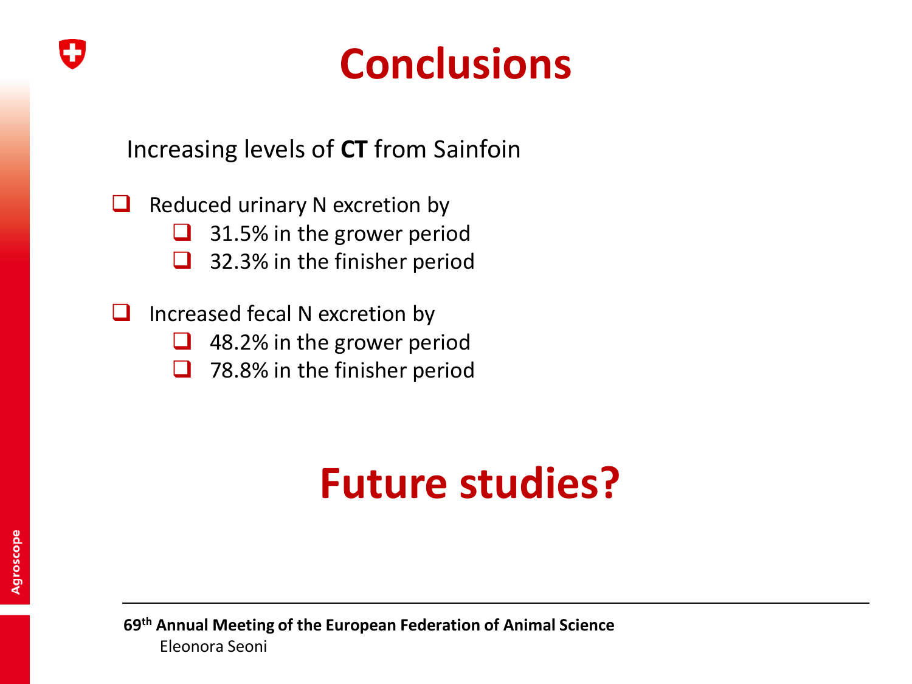# Conclusions

Increasing levels of **CT** from Sainfoin

- Reduced urinary N excretion by
  - 31.5% in the grower period
  - 32.3% in the finisher period
- Increased fecal N excretion by
  - 48.2% in the grower period
  - 78.8% in the finisher period

# Future studies?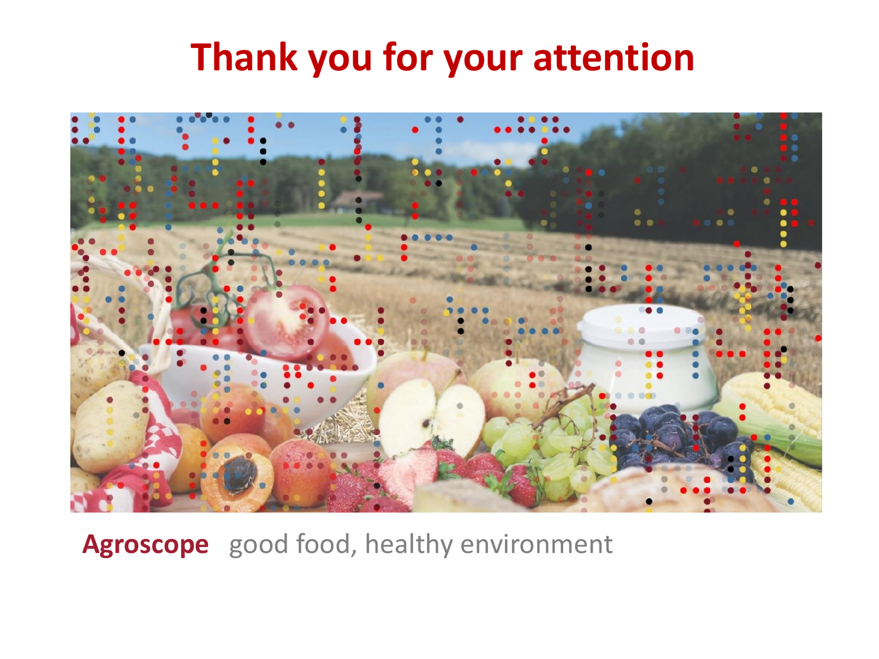# Thank you for your attention

**Agroscope** good food, healthy environment